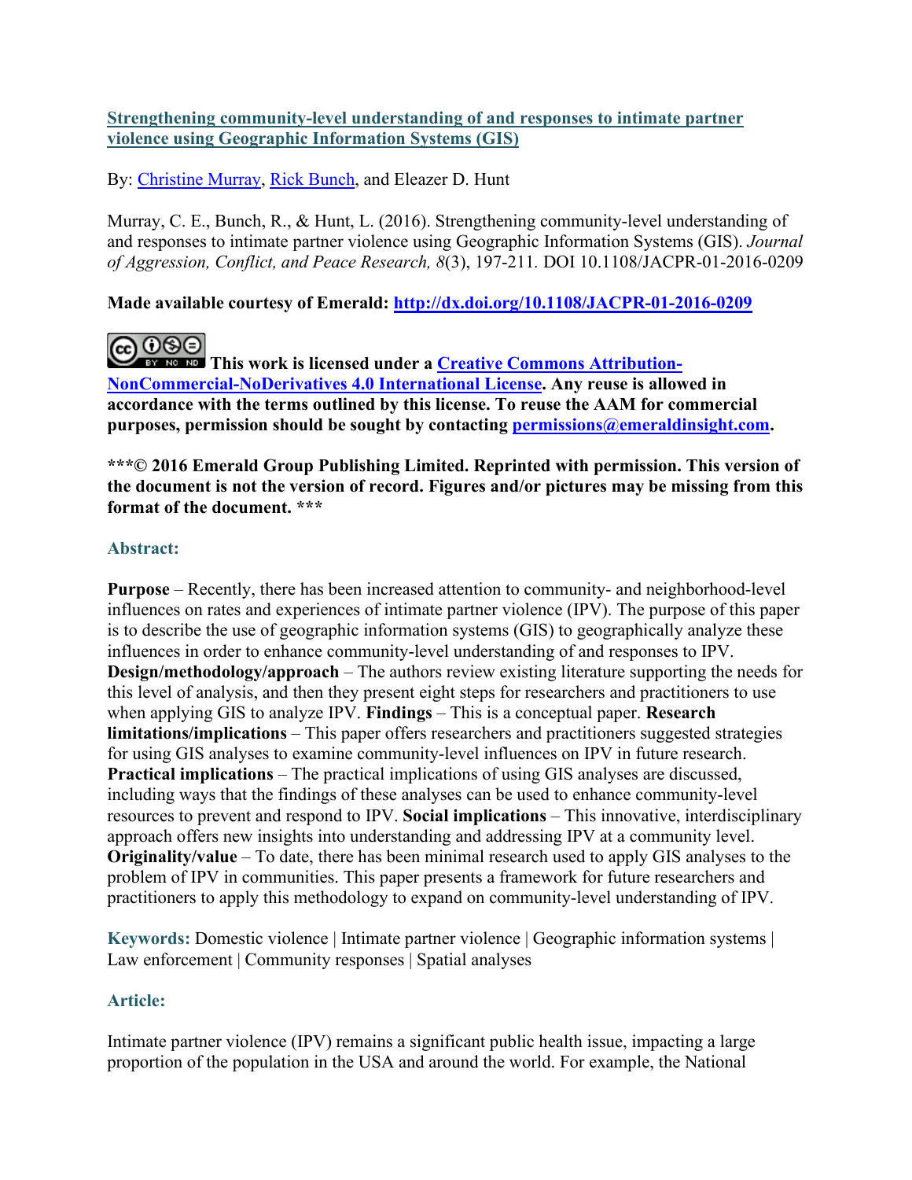**[Strengthening community-level understanding of and responses to intimate partner violence using Geographic Information Systems (GIS)](#)**

By: [Christine Murray](#), [Rick Bunch](#), and Eleazer D. Hunt

Murray, C. E., Bunch, R., & Hunt, L. (2016). Strengthening community-level understanding of and responses to intimate partner violence using Geographic Information Systems (GIS). *Journal of Aggression, Conflict, and Peace Research, 8*(3), 197-211. DOI 10.1108/JACPR-01-2016-0209

**Made available courtesy of Emerald: [http://dx.doi.org/10.1108/JACPR-01-2016-0209](http://dx.doi.org/10.1108/JACPR-01-2016-0209)**

**This work is licensed under a [Creative Commons Attribution-NonCommercial-NoDerivatives 4.0 International License](#). Any reuse is allowed in accordance with the terms outlined by this license. To reuse the AAM for commercial purposes, permission should be sought by contacting [permissions@emeraldinsight.com](mailto:permissions@emeraldinsight.com).**

**\*\*\*© 2016 Emerald Group Publishing Limited. Reprinted with permission. This version of the document is not the version of record. Figures and/or pictures may be missing from this format of the document. \*\*\***

## Abstract:

**Purpose** – Recently, there has been increased attention to community- and neighborhood-level influences on rates and experiences of intimate partner violence (IPV). The purpose of this paper is to describe the use of geographic information systems (GIS) to geographically analyze these influences in order to enhance community-level understanding of and responses to IPV. **Design/methodology/approach** – The authors review existing literature supporting the needs for this level of analysis, and then they present eight steps for researchers and practitioners to use when applying GIS to analyze IPV. **Findings** – This is a conceptual paper. **Research limitations/implications** – This paper offers researchers and practitioners suggested strategies for using GIS analyses to examine community-level influences on IPV in future research. **Practical implications** – The practical implications of using GIS analyses are discussed, including ways that the findings of these analyses can be used to enhance community-level resources to prevent and respond to IPV. **Social implications** – This innovative, interdisciplinary approach offers new insights into understanding and addressing IPV at a community level. **Originality/value** – To date, there has been minimal research used to apply GIS analyses to the problem of IPV in communities. This paper presents a framework for future researchers and practitioners to apply this methodology to expand on community-level understanding of IPV.

**Keywords:** Domestic violence | Intimate partner violence | Geographic information systems | Law enforcement | Community responses | Spatial analyses

## Article:

Intimate partner violence (IPV) remains a significant public health issue, impacting a large proportion of the population in the USA and around the world. For example, the National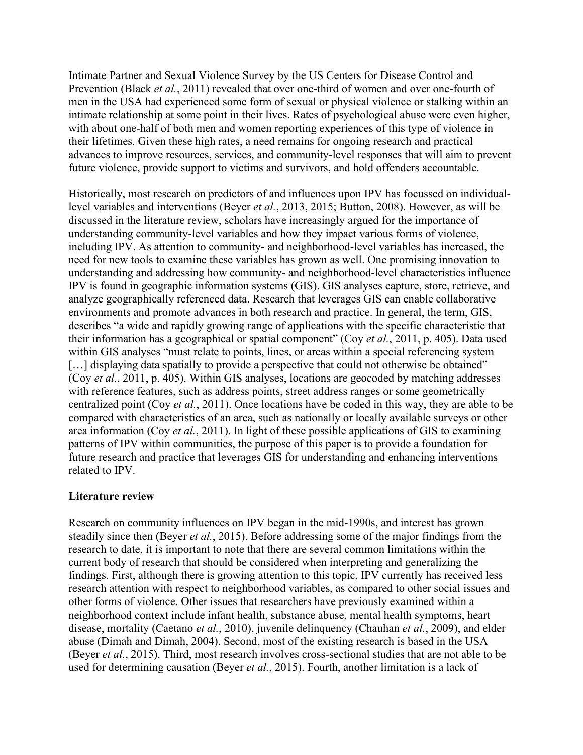Intimate Partner and Sexual Violence Survey by the US Centers for Disease Control and Prevention (Black *et al.*, 2011) revealed that over one-third of women and over one-fourth of men in the USA had experienced some form of sexual or physical violence or stalking within an intimate relationship at some point in their lives. Rates of psychological abuse were even higher, with about one-half of both men and women reporting experiences of this type of violence in their lifetimes. Given these high rates, a need remains for ongoing research and practical advances to improve resources, services, and community-level responses that will aim to prevent future violence, provide support to victims and survivors, and hold offenders accountable.

Historically, most research on predictors of and influences upon IPV has focussed on individual-level variables and interventions (Beyer *et al.*, 2013, 2015; Button, 2008). However, as will be discussed in the literature review, scholars have increasingly argued for the importance of understanding community-level variables and how they impact various forms of violence, including IPV. As attention to community- and neighborhood-level variables has increased, the need for new tools to examine these variables has grown as well. One promising innovation to understanding and addressing how community- and neighborhood-level characteristics influence IPV is found in geographic information systems (GIS). GIS analyses capture, store, retrieve, and analyze geographically referenced data. Research that leverages GIS can enable collaborative environments and promote advances in both research and practice. In general, the term, GIS, describes "a wide and rapidly growing range of applications with the specific characteristic that their information has a geographical or spatial component" (Coy *et al.*, 2011, p. 405). Data used within GIS analyses "must relate to points, lines, or areas within a special referencing system […] displaying data spatially to provide a perspective that could not otherwise be obtained" (Coy *et al.*, 2011, p. 405). Within GIS analyses, locations are geocoded by matching addresses with reference features, such as address points, street address ranges or some geometrically centralized point (Coy *et al.*, 2011). Once locations have be coded in this way, they are able to be compared with characteristics of an area, such as nationally or locally available surveys or other area information (Coy *et al.*, 2011). In light of these possible applications of GIS to examining patterns of IPV within communities, the purpose of this paper is to provide a foundation for future research and practice that leverages GIS for understanding and enhancing interventions related to IPV.

## Literature review

Research on community influences on IPV began in the mid-1990s, and interest has grown steadily since then (Beyer *et al.*, 2015). Before addressing some of the major findings from the research to date, it is important to note that there are several common limitations within the current body of research that should be considered when interpreting and generalizing the findings. First, although there is growing attention to this topic, IPV currently has received less research attention with respect to neighborhood variables, as compared to other social issues and other forms of violence. Other issues that researchers have previously examined within a neighborhood context include infant health, substance abuse, mental health symptoms, heart disease, mortality (Caetano *et al.*, 2010), juvenile delinquency (Chauhan *et al.*, 2009), and elder abuse (Dimah and Dimah, 2004). Second, most of the existing research is based in the USA (Beyer *et al.*, 2015). Third, most research involves cross-sectional studies that are not able to be used for determining causation (Beyer *et al.*, 2015). Fourth, another limitation is a lack of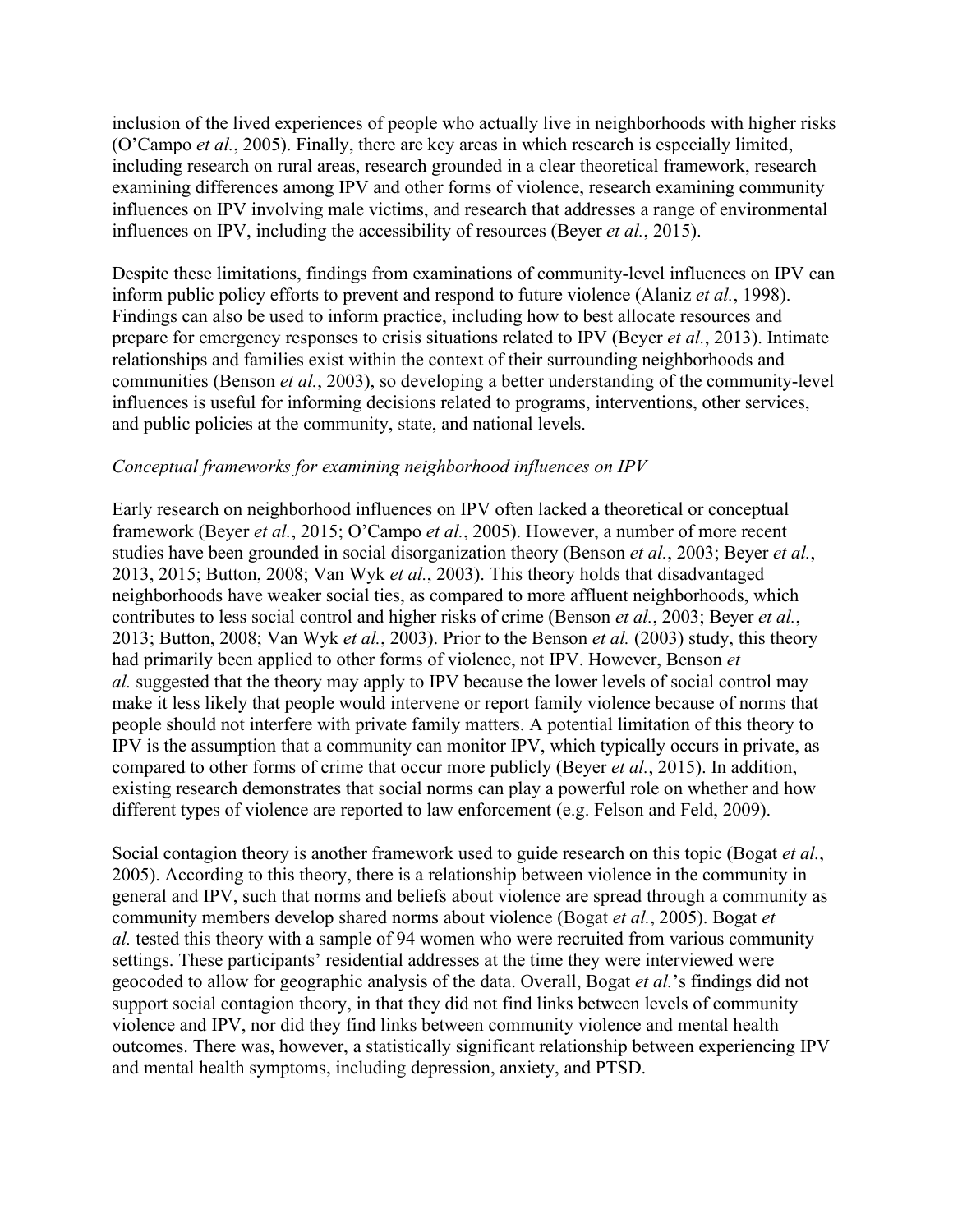inclusion of the lived experiences of people who actually live in neighborhoods with higher risks (O'Campo *et al.*, 2005). Finally, there are key areas in which research is especially limited, including research on rural areas, research grounded in a clear theoretical framework, research examining differences among IPV and other forms of violence, research examining community influences on IPV involving male victims, and research that addresses a range of environmental influences on IPV, including the accessibility of resources (Beyer *et al.*, 2015).

Despite these limitations, findings from examinations of community-level influences on IPV can inform public policy efforts to prevent and respond to future violence (Alaniz *et al.*, 1998). Findings can also be used to inform practice, including how to best allocate resources and prepare for emergency responses to crisis situations related to IPV (Beyer *et al.*, 2013). Intimate relationships and families exist within the context of their surrounding neighborhoods and communities (Benson *et al.*, 2003), so developing a better understanding of the community-level influences is useful for informing decisions related to programs, interventions, other services, and public policies at the community, state, and national levels.

*Conceptual frameworks for examining neighborhood influences on IPV*

Early research on neighborhood influences on IPV often lacked a theoretical or conceptual framework (Beyer *et al.*, 2015; O'Campo *et al.*, 2005). However, a number of more recent studies have been grounded in social disorganization theory (Benson *et al.*, 2003; Beyer *et al.*, 2013, 2015; Button, 2008; Van Wyk *et al.*, 2003). This theory holds that disadvantaged neighborhoods have weaker social ties, as compared to more affluent neighborhoods, which contributes to less social control and higher risks of crime (Benson *et al.*, 2003; Beyer *et al.*, 2013; Button, 2008; Van Wyk *et al.*, 2003). Prior to the Benson *et al.* (2003) study, this theory had primarily been applied to other forms of violence, not IPV. However, Benson *et al.* suggested that the theory may apply to IPV because the lower levels of social control may make it less likely that people would intervene or report family violence because of norms that people should not interfere with private family matters. A potential limitation of this theory to IPV is the assumption that a community can monitor IPV, which typically occurs in private, as compared to other forms of crime that occur more publicly (Beyer *et al.*, 2015). In addition, existing research demonstrates that social norms can play a powerful role on whether and how different types of violence are reported to law enforcement (e.g. Felson and Feld, 2009).

Social contagion theory is another framework used to guide research on this topic (Bogat *et al.*, 2005). According to this theory, there is a relationship between violence in the community in general and IPV, such that norms and beliefs about violence are spread through a community as community members develop shared norms about violence (Bogat *et al.*, 2005). Bogat *et al.* tested this theory with a sample of 94 women who were recruited from various community settings. These participants' residential addresses at the time they were interviewed were geocoded to allow for geographic analysis of the data. Overall, Bogat *et al.*'s findings did not support social contagion theory, in that they did not find links between levels of community violence and IPV, nor did they find links between community violence and mental health outcomes. There was, however, a statistically significant relationship between experiencing IPV and mental health symptoms, including depression, anxiety, and PTSD.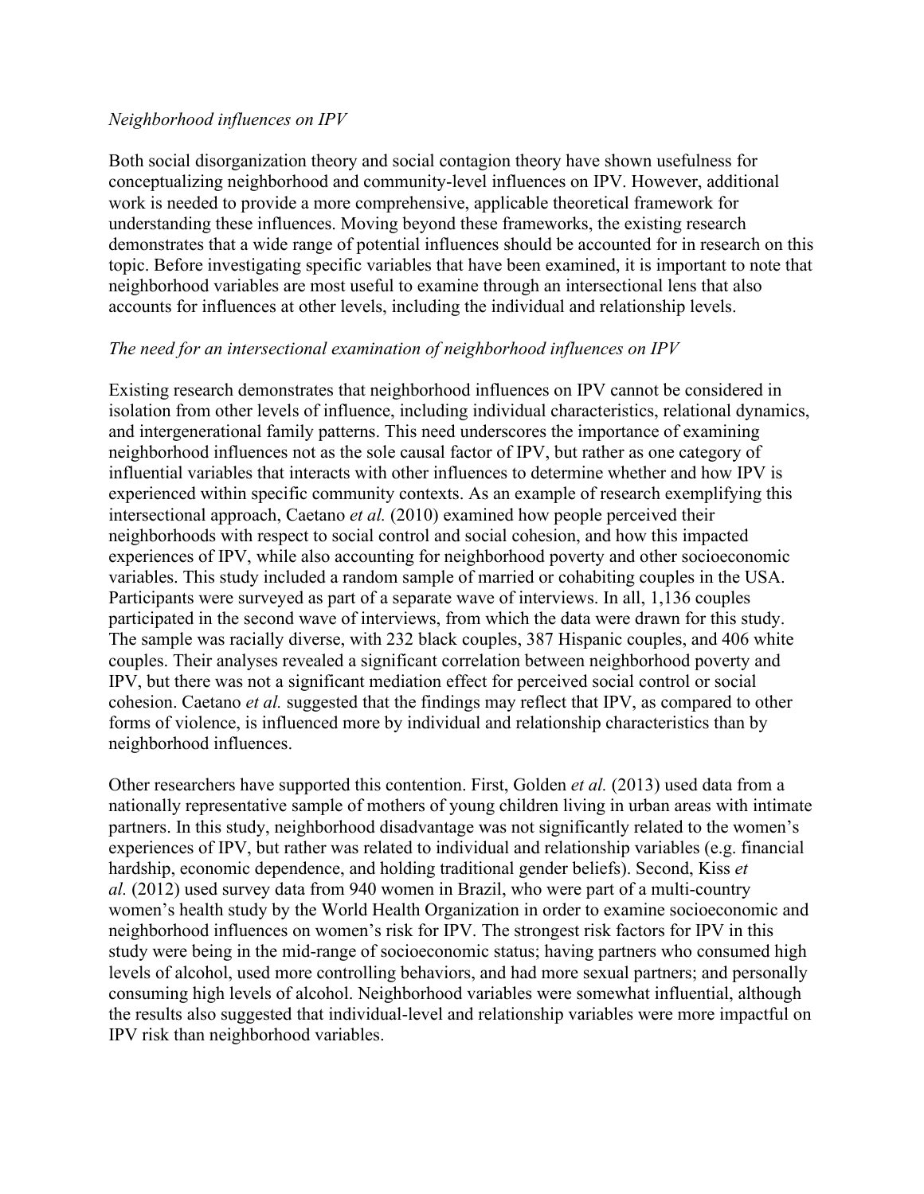*Neighborhood influences on IPV*

Both social disorganization theory and social contagion theory have shown usefulness for conceptualizing neighborhood and community-level influences on IPV. However, additional work is needed to provide a more comprehensive, applicable theoretical framework for understanding these influences. Moving beyond these frameworks, the existing research demonstrates that a wide range of potential influences should be accounted for in research on this topic. Before investigating specific variables that have been examined, it is important to note that neighborhood variables are most useful to examine through an intersectional lens that also accounts for influences at other levels, including the individual and relationship levels.

*The need for an intersectional examination of neighborhood influences on IPV*

Existing research demonstrates that neighborhood influences on IPV cannot be considered in isolation from other levels of influence, including individual characteristics, relational dynamics, and intergenerational family patterns. This need underscores the importance of examining neighborhood influences not as the sole causal factor of IPV, but rather as one category of influential variables that interacts with other influences to determine whether and how IPV is experienced within specific community contexts. As an example of research exemplifying this intersectional approach, Caetano *et al.* (2010) examined how people perceived their neighborhoods with respect to social control and social cohesion, and how this impacted experiences of IPV, while also accounting for neighborhood poverty and other socioeconomic variables. This study included a random sample of married or cohabiting couples in the USA. Participants were surveyed as part of a separate wave of interviews. In all, 1,136 couples participated in the second wave of interviews, from which the data were drawn for this study. The sample was racially diverse, with 232 black couples, 387 Hispanic couples, and 406 white couples. Their analyses revealed a significant correlation between neighborhood poverty and IPV, but there was not a significant mediation effect for perceived social control or social cohesion. Caetano *et al.* suggested that the findings may reflect that IPV, as compared to other forms of violence, is influenced more by individual and relationship characteristics than by neighborhood influences.

Other researchers have supported this contention. First, Golden *et al.* (2013) used data from a nationally representative sample of mothers of young children living in urban areas with intimate partners. In this study, neighborhood disadvantage was not significantly related to the women's experiences of IPV, but rather was related to individual and relationship variables (e.g. financial hardship, economic dependence, and holding traditional gender beliefs). Second, Kiss *et al.* (2012) used survey data from 940 women in Brazil, who were part of a multi-country women's health study by the World Health Organization in order to examine socioeconomic and neighborhood influences on women's risk for IPV. The strongest risk factors for IPV in this study were being in the mid-range of socioeconomic status; having partners who consumed high levels of alcohol, used more controlling behaviors, and had more sexual partners; and personally consuming high levels of alcohol. Neighborhood variables were somewhat influential, although the results also suggested that individual-level and relationship variables were more impactful on IPV risk than neighborhood variables.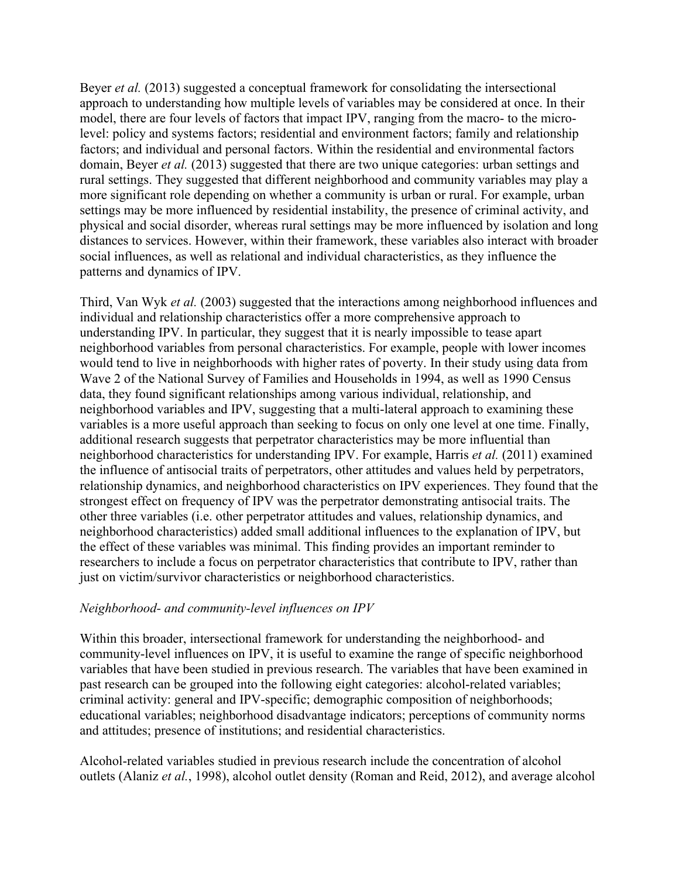Beyer *et al.* (2013) suggested a conceptual framework for consolidating the intersectional approach to understanding how multiple levels of variables may be considered at once. In their model, there are four levels of factors that impact IPV, ranging from the macro- to the micro-level: policy and systems factors; residential and environment factors; family and relationship factors; and individual and personal factors. Within the residential and environmental factors domain, Beyer *et al.* (2013) suggested that there are two unique categories: urban settings and rural settings. They suggested that different neighborhood and community variables may play a more significant role depending on whether a community is urban or rural. For example, urban settings may be more influenced by residential instability, the presence of criminal activity, and physical and social disorder, whereas rural settings may be more influenced by isolation and long distances to services. However, within their framework, these variables also interact with broader social influences, as well as relational and individual characteristics, as they influence the patterns and dynamics of IPV.

Third, Van Wyk *et al.* (2003) suggested that the interactions among neighborhood influences and individual and relationship characteristics offer a more comprehensive approach to understanding IPV. In particular, they suggest that it is nearly impossible to tease apart neighborhood variables from personal characteristics. For example, people with lower incomes would tend to live in neighborhoods with higher rates of poverty. In their study using data from Wave 2 of the National Survey of Families and Households in 1994, as well as 1990 Census data, they found significant relationships among various individual, relationship, and neighborhood variables and IPV, suggesting that a multi-lateral approach to examining these variables is a more useful approach than seeking to focus on only one level at one time. Finally, additional research suggests that perpetrator characteristics may be more influential than neighborhood characteristics for understanding IPV. For example, Harris *et al.* (2011) examined the influence of antisocial traits of perpetrators, other attitudes and values held by perpetrators, relationship dynamics, and neighborhood characteristics on IPV experiences. They found that the strongest effect on frequency of IPV was the perpetrator demonstrating antisocial traits. The other three variables (i.e. other perpetrator attitudes and values, relationship dynamics, and neighborhood characteristics) added small additional influences to the explanation of IPV, but the effect of these variables was minimal. This finding provides an important reminder to researchers to include a focus on perpetrator characteristics that contribute to IPV, rather than just on victim/survivor characteristics or neighborhood characteristics.

*Neighborhood- and community-level influences on IPV*

Within this broader, intersectional framework for understanding the neighborhood- and community-level influences on IPV, it is useful to examine the range of specific neighborhood variables that have been studied in previous research. The variables that have been examined in past research can be grouped into the following eight categories: alcohol-related variables; criminal activity: general and IPV-specific; demographic composition of neighborhoods; educational variables; neighborhood disadvantage indicators; perceptions of community norms and attitudes; presence of institutions; and residential characteristics.

Alcohol-related variables studied in previous research include the concentration of alcohol outlets (Alaniz *et al.*, 1998), alcohol outlet density (Roman and Reid, 2012), and average alcohol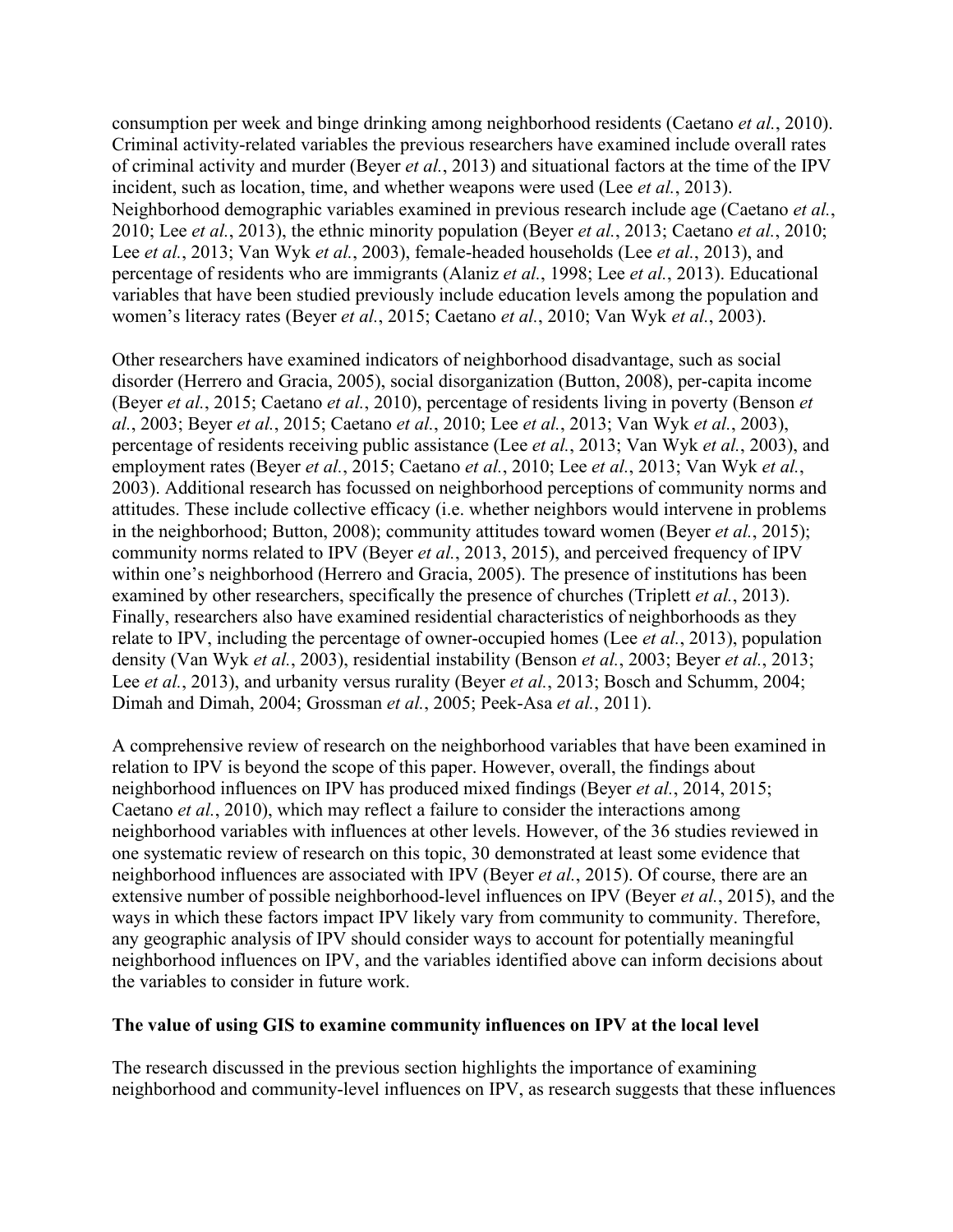consumption per week and binge drinking among neighborhood residents (Caetano *et al.*, 2010). Criminal activity-related variables the previous researchers have examined include overall rates of criminal activity and murder (Beyer *et al.*, 2013) and situational factors at the time of the IPV incident, such as location, time, and whether weapons were used (Lee *et al.*, 2013). Neighborhood demographic variables examined in previous research include age (Caetano *et al.*, 2010; Lee *et al.*, 2013), the ethnic minority population (Beyer *et al.*, 2013; Caetano *et al.*, 2010; Lee *et al.*, 2013; Van Wyk *et al.*, 2003), female-headed households (Lee *et al.*, 2013), and percentage of residents who are immigrants (Alaniz *et al.*, 1998; Lee *et al.*, 2013). Educational variables that have been studied previously include education levels among the population and women's literacy rates (Beyer *et al.*, 2015; Caetano *et al.*, 2010; Van Wyk *et al.*, 2003).

Other researchers have examined indicators of neighborhood disadvantage, such as social disorder (Herrero and Gracia, 2005), social disorganization (Button, 2008), per-capita income (Beyer *et al.*, 2015; Caetano *et al.*, 2010), percentage of residents living in poverty (Benson *et al.*, 2003; Beyer *et al.*, 2015; Caetano *et al.*, 2010; Lee *et al.*, 2013; Van Wyk *et al.*, 2003), percentage of residents receiving public assistance (Lee *et al.*, 2013; Van Wyk *et al.*, 2003), and employment rates (Beyer *et al.*, 2015; Caetano *et al.*, 2010; Lee *et al.*, 2013; Van Wyk *et al.*, 2003). Additional research has focussed on neighborhood perceptions of community norms and attitudes. These include collective efficacy (i.e. whether neighbors would intervene in problems in the neighborhood; Button, 2008); community attitudes toward women (Beyer *et al.*, 2015); community norms related to IPV (Beyer *et al.*, 2013, 2015), and perceived frequency of IPV within one's neighborhood (Herrero and Gracia, 2005). The presence of institutions has been examined by other researchers, specifically the presence of churches (Triplett *et al.*, 2013). Finally, researchers also have examined residential characteristics of neighborhoods as they relate to IPV, including the percentage of owner-occupied homes (Lee *et al.*, 2013), population density (Van Wyk *et al.*, 2003), residential instability (Benson *et al.*, 2003; Beyer *et al.*, 2013; Lee *et al.*, 2013), and urbanity versus rurality (Beyer *et al.*, 2013; Bosch and Schumm, 2004; Dimah and Dimah, 2004; Grossman *et al.*, 2005; Peek-Asa *et al.*, 2011).

A comprehensive review of research on the neighborhood variables that have been examined in relation to IPV is beyond the scope of this paper. However, overall, the findings about neighborhood influences on IPV has produced mixed findings (Beyer *et al.*, 2014, 2015; Caetano *et al.*, 2010), which may reflect a failure to consider the interactions among neighborhood variables with influences at other levels. However, of the 36 studies reviewed in one systematic review of research on this topic, 30 demonstrated at least some evidence that neighborhood influences are associated with IPV (Beyer *et al.*, 2015). Of course, there are an extensive number of possible neighborhood-level influences on IPV (Beyer *et al.*, 2015), and the ways in which these factors impact IPV likely vary from community to community. Therefore, any geographic analysis of IPV should consider ways to account for potentially meaningful neighborhood influences on IPV, and the variables identified above can inform decisions about the variables to consider in future work.

## The value of using GIS to examine community influences on IPV at the local level

The research discussed in the previous section highlights the importance of examining neighborhood and community-level influences on IPV, as research suggests that these influences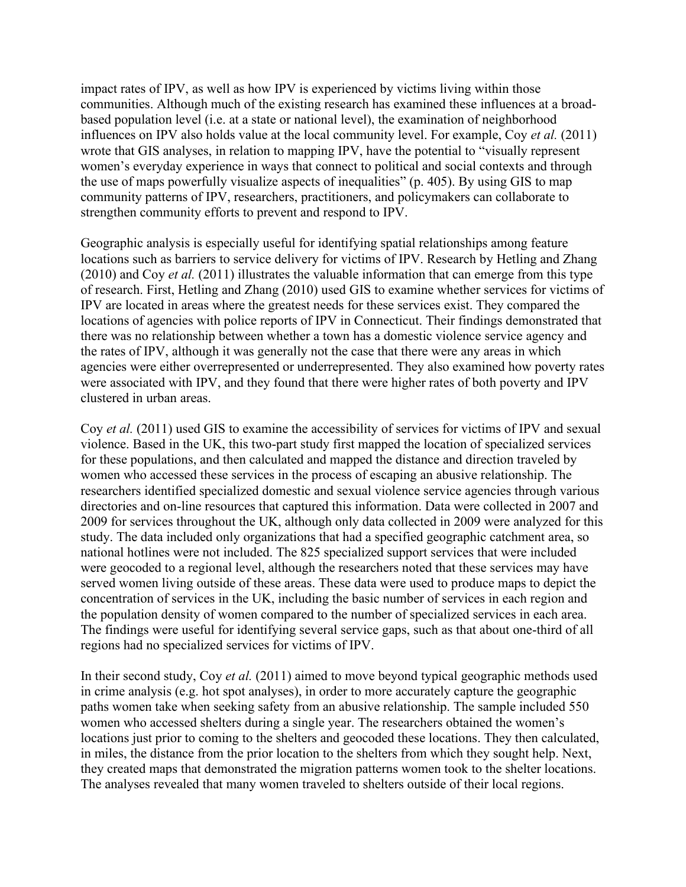impact rates of IPV, as well as how IPV is experienced by victims living within those communities. Although much of the existing research has examined these influences at a broad-based population level (i.e. at a state or national level), the examination of neighborhood influences on IPV also holds value at the local community level. For example, Coy *et al.* (2011) wrote that GIS analyses, in relation to mapping IPV, have the potential to "visually represent women's everyday experience in ways that connect to political and social contexts and through the use of maps powerfully visualize aspects of inequalities" (p. 405). By using GIS to map community patterns of IPV, researchers, practitioners, and policymakers can collaborate to strengthen community efforts to prevent and respond to IPV.

Geographic analysis is especially useful for identifying spatial relationships among feature locations such as barriers to service delivery for victims of IPV. Research by Hetling and Zhang (2010) and Coy *et al.* (2011) illustrates the valuable information that can emerge from this type of research. First, Hetling and Zhang (2010) used GIS to examine whether services for victims of IPV are located in areas where the greatest needs for these services exist. They compared the locations of agencies with police reports of IPV in Connecticut. Their findings demonstrated that there was no relationship between whether a town has a domestic violence service agency and the rates of IPV, although it was generally not the case that there were any areas in which agencies were either overrepresented or underrepresented. They also examined how poverty rates were associated with IPV, and they found that there were higher rates of both poverty and IPV clustered in urban areas.

Coy *et al.* (2011) used GIS to examine the accessibility of services for victims of IPV and sexual violence. Based in the UK, this two-part study first mapped the location of specialized services for these populations, and then calculated and mapped the distance and direction traveled by women who accessed these services in the process of escaping an abusive relationship. The researchers identified specialized domestic and sexual violence service agencies through various directories and on-line resources that captured this information. Data were collected in 2007 and 2009 for services throughout the UK, although only data collected in 2009 were analyzed for this study. The data included only organizations that had a specified geographic catchment area, so national hotlines were not included. The 825 specialized support services that were included were geocoded to a regional level, although the researchers noted that these services may have served women living outside of these areas. These data were used to produce maps to depict the concentration of services in the UK, including the basic number of services in each region and the population density of women compared to the number of specialized services in each area. The findings were useful for identifying several service gaps, such as that about one-third of all regions had no specialized services for victims of IPV.

In their second study, Coy *et al.* (2011) aimed to move beyond typical geographic methods used in crime analysis (e.g. hot spot analyses), in order to more accurately capture the geographic paths women take when seeking safety from an abusive relationship. The sample included 550 women who accessed shelters during a single year. The researchers obtained the women's locations just prior to coming to the shelters and geocoded these locations. They then calculated, in miles, the distance from the prior location to the shelters from which they sought help. Next, they created maps that demonstrated the migration patterns women took to the shelter locations. The analyses revealed that many women traveled to shelters outside of their local regions.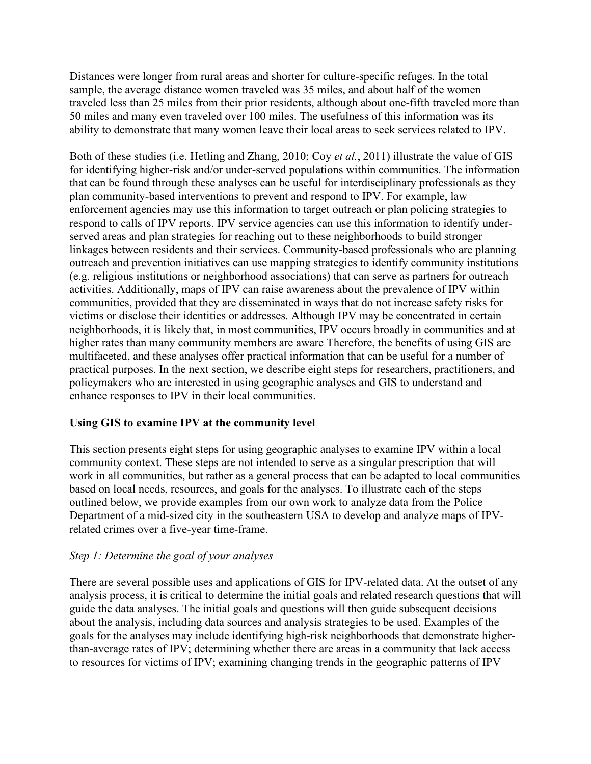Distances were longer from rural areas and shorter for culture-specific refuges. In the total sample, the average distance women traveled was 35 miles, and about half of the women traveled less than 25 miles from their prior residents, although about one-fifth traveled more than 50 miles and many even traveled over 100 miles. The usefulness of this information was its ability to demonstrate that many women leave their local areas to seek services related to IPV.

Both of these studies (i.e. Hetling and Zhang, 2010; Coy *et al.*, 2011) illustrate the value of GIS for identifying higher-risk and/or under-served populations within communities. The information that can be found through these analyses can be useful for interdisciplinary professionals as they plan community-based interventions to prevent and respond to IPV. For example, law enforcement agencies may use this information to target outreach or plan policing strategies to respond to calls of IPV reports. IPV service agencies can use this information to identify under-served areas and plan strategies for reaching out to these neighborhoods to build stronger linkages between residents and their services. Community-based professionals who are planning outreach and prevention initiatives can use mapping strategies to identify community institutions (e.g. religious institutions or neighborhood associations) that can serve as partners for outreach activities. Additionally, maps of IPV can raise awareness about the prevalence of IPV within communities, provided that they are disseminated in ways that do not increase safety risks for victims or disclose their identities or addresses. Although IPV may be concentrated in certain neighborhoods, it is likely that, in most communities, IPV occurs broadly in communities and at higher rates than many community members are aware Therefore, the benefits of using GIS are multifaceted, and these analyses offer practical information that can be useful for a number of practical purposes. In the next section, we describe eight steps for researchers, practitioners, and policymakers who are interested in using geographic analyses and GIS to understand and enhance responses to IPV in their local communities.

## Using GIS to examine IPV at the community level

This section presents eight steps for using geographic analyses to examine IPV within a local community context. These steps are not intended to serve as a singular prescription that will work in all communities, but rather as a general process that can be adapted to local communities based on local needs, resources, and goals for the analyses. To illustrate each of the steps outlined below, we provide examples from our own work to analyze data from the Police Department of a mid-sized city in the southeastern USA to develop and analyze maps of IPV-related crimes over a five-year time-frame.

### *Step 1: Determine the goal of your analyses*

There are several possible uses and applications of GIS for IPV-related data. At the outset of any analysis process, it is critical to determine the initial goals and related research questions that will guide the data analyses. The initial goals and questions will then guide subsequent decisions about the analysis, including data sources and analysis strategies to be used. Examples of the goals for the analyses may include identifying high-risk neighborhoods that demonstrate higher-than-average rates of IPV; determining whether there are areas in a community that lack access to resources for victims of IPV; examining changing trends in the geographic patterns of IPV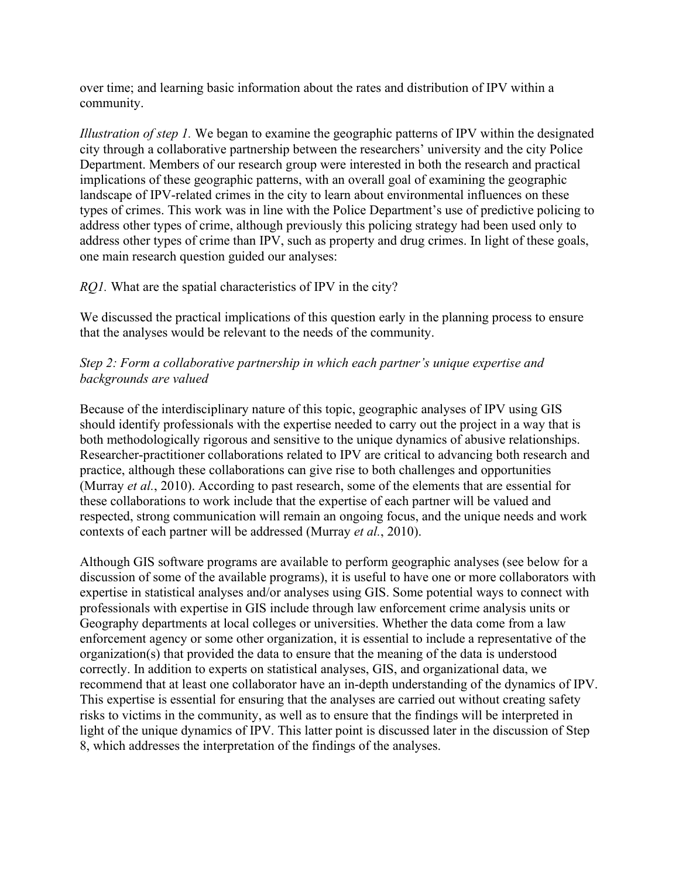over time; and learning basic information about the rates and distribution of IPV within a community.

*Illustration of step 1.* We began to examine the geographic patterns of IPV within the designated city through a collaborative partnership between the researchers' university and the city Police Department. Members of our research group were interested in both the research and practical implications of these geographic patterns, with an overall goal of examining the geographic landscape of IPV-related crimes in the city to learn about environmental influences on these types of crimes. This work was in line with the Police Department's use of predictive policing to address other types of crime, although previously this policing strategy had been used only to address other types of crime than IPV, such as property and drug crimes. In light of these goals, one main research question guided our analyses:

*RQ1.* What are the spatial characteristics of IPV in the city?

We discussed the practical implications of this question early in the planning process to ensure that the analyses would be relevant to the needs of the community.

*Step 2: Form a collaborative partnership in which each partner's unique expertise and backgrounds are valued*

Because of the interdisciplinary nature of this topic, geographic analyses of IPV using GIS should identify professionals with the expertise needed to carry out the project in a way that is both methodologically rigorous and sensitive to the unique dynamics of abusive relationships. Researcher-practitioner collaborations related to IPV are critical to advancing both research and practice, although these collaborations can give rise to both challenges and opportunities (Murray *et al.*, 2010). According to past research, some of the elements that are essential for these collaborations to work include that the expertise of each partner will be valued and respected, strong communication will remain an ongoing focus, and the unique needs and work contexts of each partner will be addressed (Murray *et al.*, 2010).

Although GIS software programs are available to perform geographic analyses (see below for a discussion of some of the available programs), it is useful to have one or more collaborators with expertise in statistical analyses and/or analyses using GIS. Some potential ways to connect with professionals with expertise in GIS include through law enforcement crime analysis units or Geography departments at local colleges or universities. Whether the data come from a law enforcement agency or some other organization, it is essential to include a representative of the organization(s) that provided the data to ensure that the meaning of the data is understood correctly. In addition to experts on statistical analyses, GIS, and organizational data, we recommend that at least one collaborator have an in-depth understanding of the dynamics of IPV. This expertise is essential for ensuring that the analyses are carried out without creating safety risks to victims in the community, as well as to ensure that the findings will be interpreted in light of the unique dynamics of IPV. This latter point is discussed later in the discussion of Step 8, which addresses the interpretation of the findings of the analyses.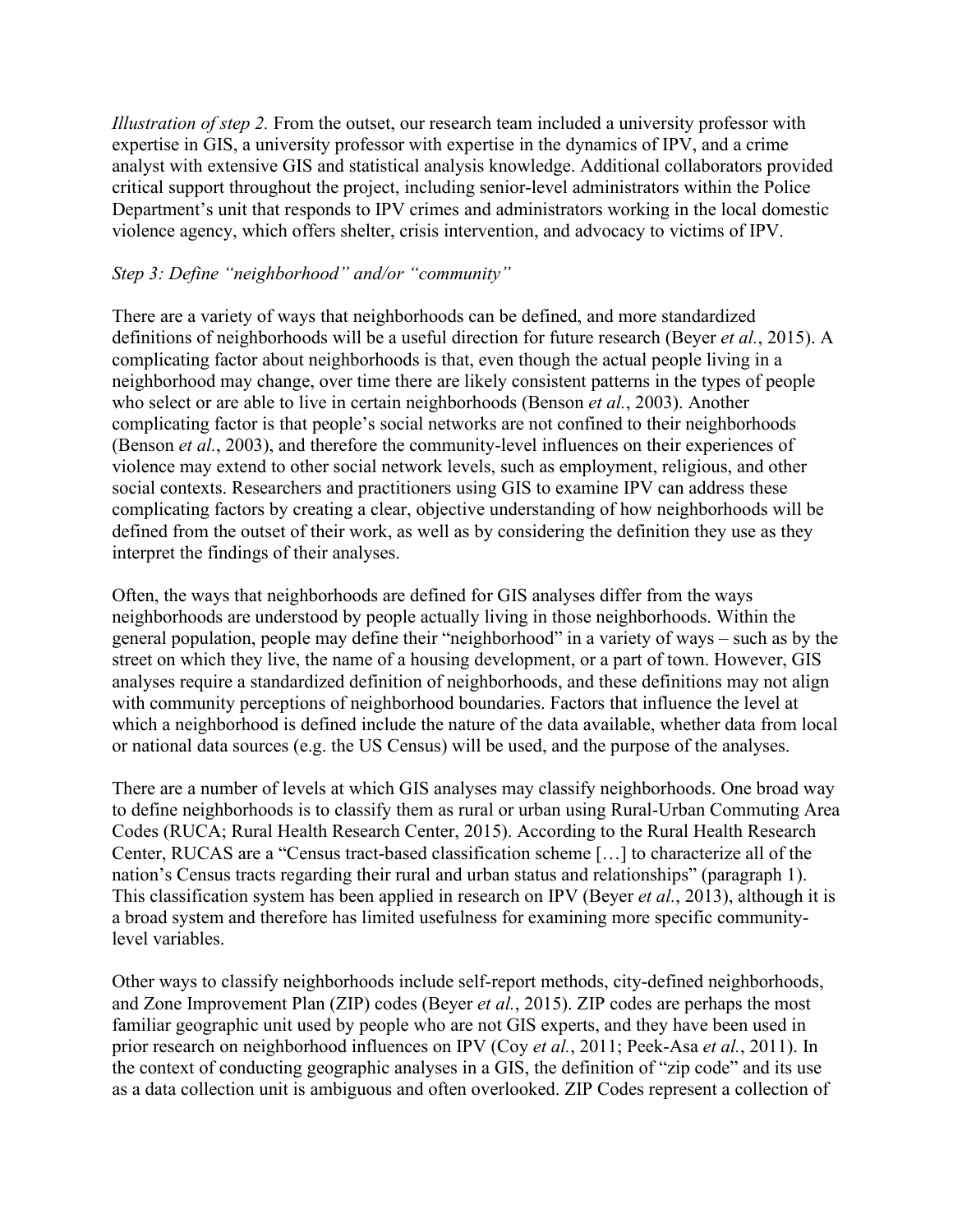*Illustration of step 2.* From the outset, our research team included a university professor with expertise in GIS, a university professor with expertise in the dynamics of IPV, and a crime analyst with extensive GIS and statistical analysis knowledge. Additional collaborators provided critical support throughout the project, including senior-level administrators within the Police Department's unit that responds to IPV crimes and administrators working in the local domestic violence agency, which offers shelter, crisis intervention, and advocacy to victims of IPV.

*Step 3: Define "neighborhood" and/or "community"*

There are a variety of ways that neighborhoods can be defined, and more standardized definitions of neighborhoods will be a useful direction for future research (Beyer *et al.*, 2015). A complicating factor about neighborhoods is that, even though the actual people living in a neighborhood may change, over time there are likely consistent patterns in the types of people who select or are able to live in certain neighborhoods (Benson *et al.*, 2003). Another complicating factor is that people's social networks are not confined to their neighborhoods (Benson *et al.*, 2003), and therefore the community-level influences on their experiences of violence may extend to other social network levels, such as employment, religious, and other social contexts. Researchers and practitioners using GIS to examine IPV can address these complicating factors by creating a clear, objective understanding of how neighborhoods will be defined from the outset of their work, as well as by considering the definition they use as they interpret the findings of their analyses.

Often, the ways that neighborhoods are defined for GIS analyses differ from the ways neighborhoods are understood by people actually living in those neighborhoods. Within the general population, people may define their "neighborhood" in a variety of ways – such as by the street on which they live, the name of a housing development, or a part of town. However, GIS analyses require a standardized definition of neighborhoods, and these definitions may not align with community perceptions of neighborhood boundaries. Factors that influence the level at which a neighborhood is defined include the nature of the data available, whether data from local or national data sources (e.g. the US Census) will be used, and the purpose of the analyses.

There are a number of levels at which GIS analyses may classify neighborhoods. One broad way to define neighborhoods is to classify them as rural or urban using Rural-Urban Commuting Area Codes (RUCA; Rural Health Research Center, 2015). According to the Rural Health Research Center, RUCAS are a "Census tract-based classification scheme […] to characterize all of the nation's Census tracts regarding their rural and urban status and relationships" (paragraph 1). This classification system has been applied in research on IPV (Beyer *et al.*, 2013), although it is a broad system and therefore has limited usefulness for examining more specific community-level variables.

Other ways to classify neighborhoods include self-report methods, city-defined neighborhoods, and Zone Improvement Plan (ZIP) codes (Beyer *et al.*, 2015). ZIP codes are perhaps the most familiar geographic unit used by people who are not GIS experts, and they have been used in prior research on neighborhood influences on IPV (Coy *et al.*, 2011; Peek-Asa *et al.*, 2011). In the context of conducting geographic analyses in a GIS, the definition of "zip code" and its use as a data collection unit is ambiguous and often overlooked. ZIP Codes represent a collection of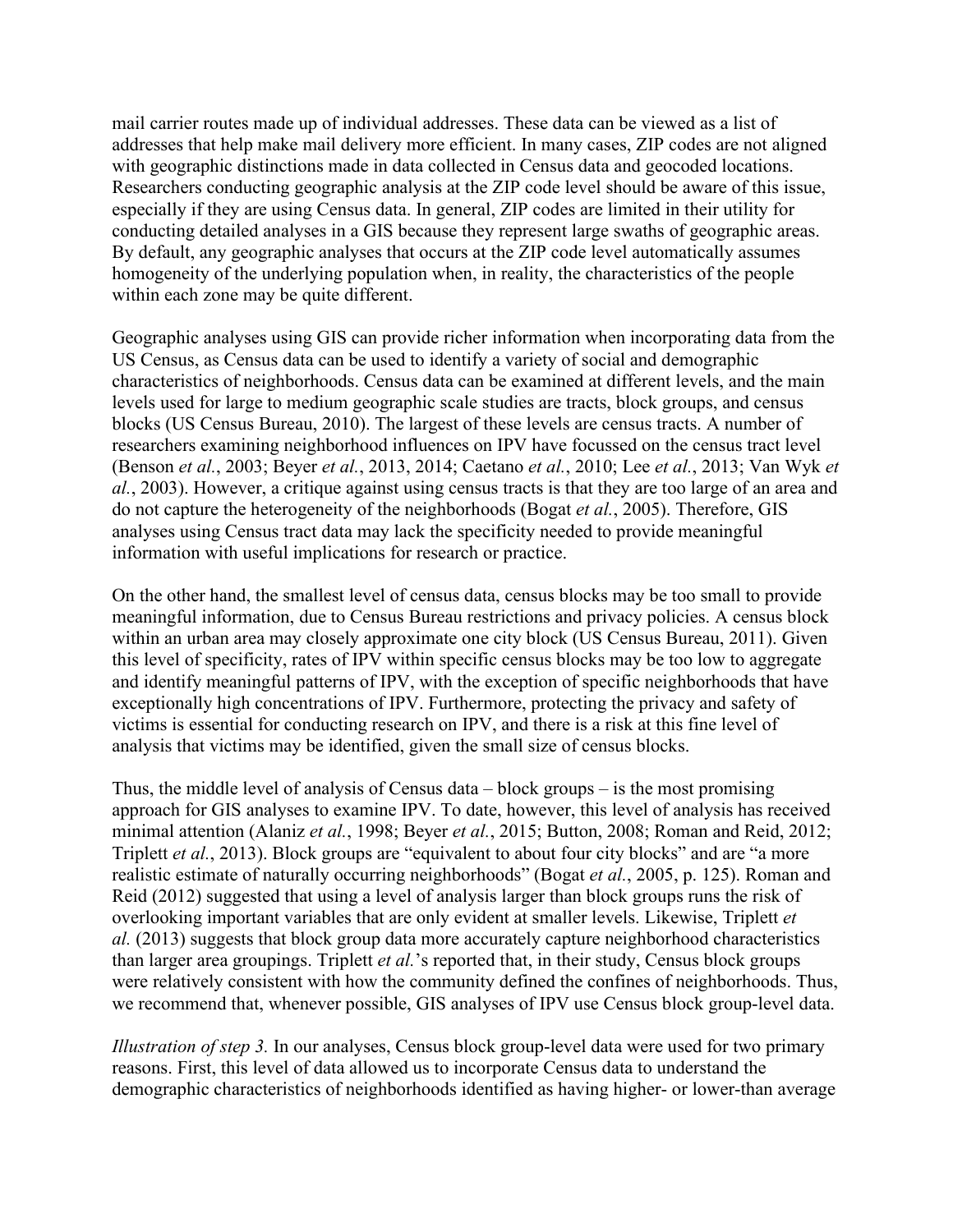mail carrier routes made up of individual addresses. These data can be viewed as a list of addresses that help make mail delivery more efficient. In many cases, ZIP codes are not aligned with geographic distinctions made in data collected in Census data and geocoded locations. Researchers conducting geographic analysis at the ZIP code level should be aware of this issue, especially if they are using Census data. In general, ZIP codes are limited in their utility for conducting detailed analyses in a GIS because they represent large swaths of geographic areas. By default, any geographic analyses that occurs at the ZIP code level automatically assumes homogeneity of the underlying population when, in reality, the characteristics of the people within each zone may be quite different.

Geographic analyses using GIS can provide richer information when incorporating data from the US Census, as Census data can be used to identify a variety of social and demographic characteristics of neighborhoods. Census data can be examined at different levels, and the main levels used for large to medium geographic scale studies are tracts, block groups, and census blocks (US Census Bureau, 2010). The largest of these levels are census tracts. A number of researchers examining neighborhood influences on IPV have focussed on the census tract level (Benson *et al.*, 2003; Beyer *et al.*, 2013, 2014; Caetano *et al.*, 2010; Lee *et al.*, 2013; Van Wyk *et al.*, 2003). However, a critique against using census tracts is that they are too large of an area and do not capture the heterogeneity of the neighborhoods (Bogat *et al.*, 2005). Therefore, GIS analyses using Census tract data may lack the specificity needed to provide meaningful information with useful implications for research or practice.

On the other hand, the smallest level of census data, census blocks may be too small to provide meaningful information, due to Census Bureau restrictions and privacy policies. A census block within an urban area may closely approximate one city block (US Census Bureau, 2011). Given this level of specificity, rates of IPV within specific census blocks may be too low to aggregate and identify meaningful patterns of IPV, with the exception of specific neighborhoods that have exceptionally high concentrations of IPV. Furthermore, protecting the privacy and safety of victims is essential for conducting research on IPV, and there is a risk at this fine level of analysis that victims may be identified, given the small size of census blocks.

Thus, the middle level of analysis of Census data – block groups – is the most promising approach for GIS analyses to examine IPV. To date, however, this level of analysis has received minimal attention (Alaniz *et al.*, 1998; Beyer *et al.*, 2015; Button, 2008; Roman and Reid, 2012; Triplett *et al.*, 2013). Block groups are "equivalent to about four city blocks" and are "a more realistic estimate of naturally occurring neighborhoods" (Bogat *et al.*, 2005, p. 125). Roman and Reid (2012) suggested that using a level of analysis larger than block groups runs the risk of overlooking important variables that are only evident at smaller levels. Likewise, Triplett *et al.* (2013) suggests that block group data more accurately capture neighborhood characteristics than larger area groupings. Triplett *et al.*'s reported that, in their study, Census block groups were relatively consistent with how the community defined the confines of neighborhoods. Thus, we recommend that, whenever possible, GIS analyses of IPV use Census block group-level data.

*Illustration of step 3.* In our analyses, Census block group-level data were used for two primary reasons. First, this level of data allowed us to incorporate Census data to understand the demographic characteristics of neighborhoods identified as having higher- or lower-than average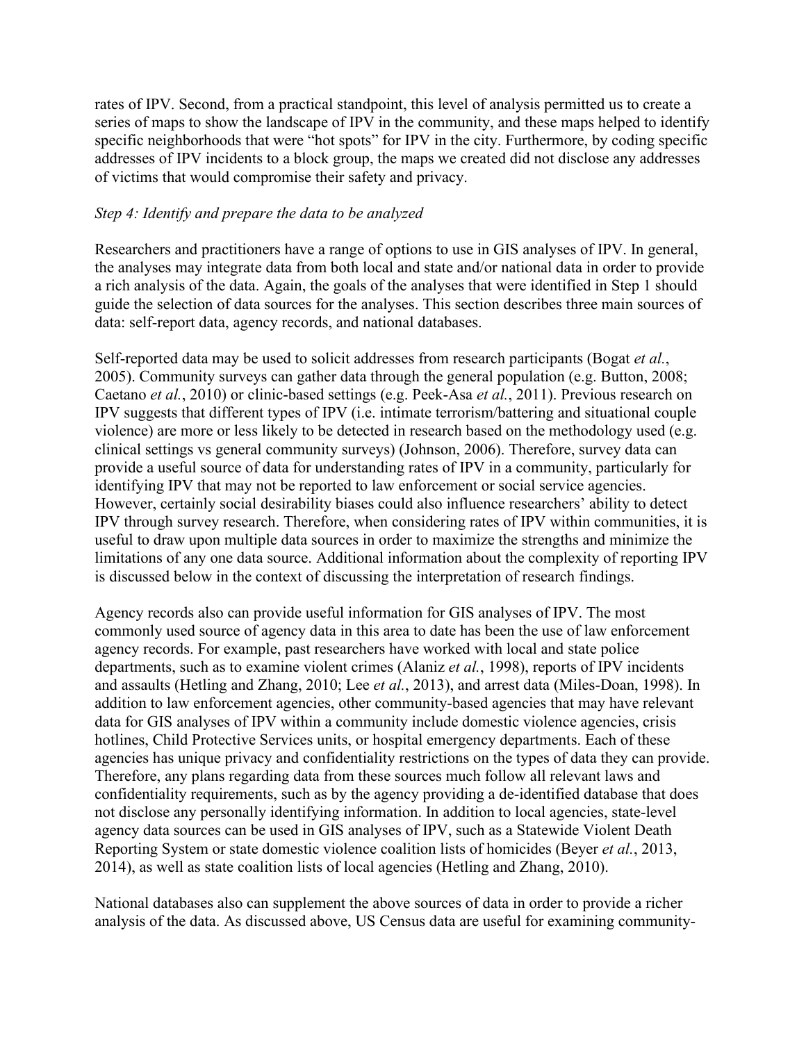rates of IPV. Second, from a practical standpoint, this level of analysis permitted us to create a series of maps to show the landscape of IPV in the community, and these maps helped to identify specific neighborhoods that were "hot spots" for IPV in the city. Furthermore, by coding specific addresses of IPV incidents to a block group, the maps we created did not disclose any addresses of victims that would compromise their safety and privacy.

*Step 4: Identify and prepare the data to be analyzed*

Researchers and practitioners have a range of options to use in GIS analyses of IPV. In general, the analyses may integrate data from both local and state and/or national data in order to provide a rich analysis of the data. Again, the goals of the analyses that were identified in Step 1 should guide the selection of data sources for the analyses. This section describes three main sources of data: self-report data, agency records, and national databases.

Self-reported data may be used to solicit addresses from research participants (Bogat *et al.*, 2005). Community surveys can gather data through the general population (e.g. Button, 2008; Caetano *et al.*, 2010) or clinic-based settings (e.g. Peek-Asa *et al.*, 2011). Previous research on IPV suggests that different types of IPV (i.e. intimate terrorism/battering and situational couple violence) are more or less likely to be detected in research based on the methodology used (e.g. clinical settings vs general community surveys) (Johnson, 2006). Therefore, survey data can provide a useful source of data for understanding rates of IPV in a community, particularly for identifying IPV that may not be reported to law enforcement or social service agencies. However, certainly social desirability biases could also influence researchers' ability to detect IPV through survey research. Therefore, when considering rates of IPV within communities, it is useful to draw upon multiple data sources in order to maximize the strengths and minimize the limitations of any one data source. Additional information about the complexity of reporting IPV is discussed below in the context of discussing the interpretation of research findings.

Agency records also can provide useful information for GIS analyses of IPV. The most commonly used source of agency data in this area to date has been the use of law enforcement agency records. For example, past researchers have worked with local and state police departments, such as to examine violent crimes (Alaniz *et al.*, 1998), reports of IPV incidents and assaults (Hetling and Zhang, 2010; Lee *et al.*, 2013), and arrest data (Miles-Doan, 1998). In addition to law enforcement agencies, other community-based agencies that may have relevant data for GIS analyses of IPV within a community include domestic violence agencies, crisis hotlines, Child Protective Services units, or hospital emergency departments. Each of these agencies has unique privacy and confidentiality restrictions on the types of data they can provide. Therefore, any plans regarding data from these sources much follow all relevant laws and confidentiality requirements, such as by the agency providing a de-identified database that does not disclose any personally identifying information. In addition to local agencies, state-level agency data sources can be used in GIS analyses of IPV, such as a Statewide Violent Death Reporting System or state domestic violence coalition lists of homicides (Beyer *et al.*, 2013, 2014), as well as state coalition lists of local agencies (Hetling and Zhang, 2010).

National databases also can supplement the above sources of data in order to provide a richer analysis of the data. As discussed above, US Census data are useful for examining community-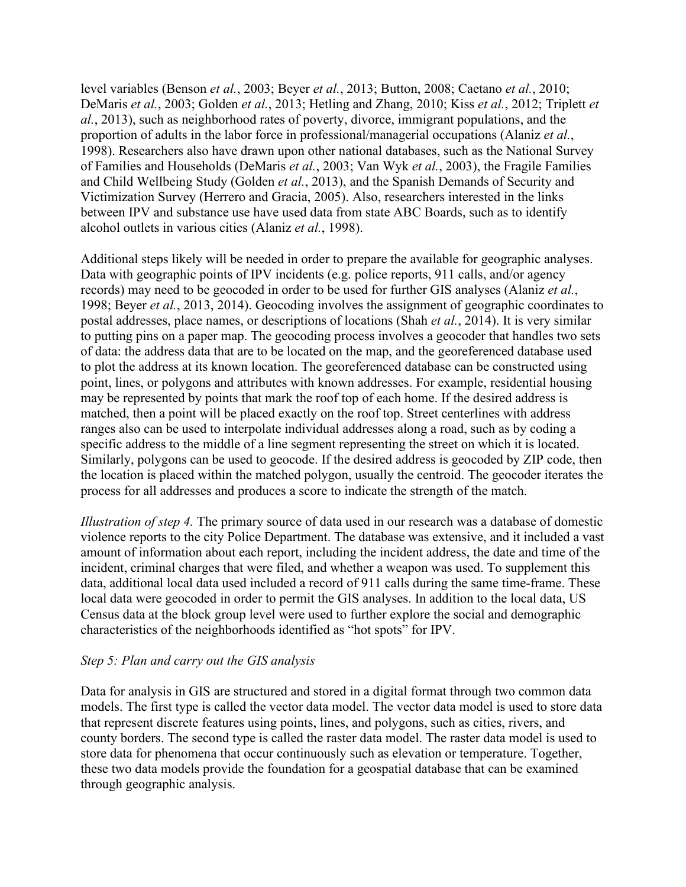level variables (Benson *et al.*, 2003; Beyer *et al.*, 2013; Button, 2008; Caetano *et al.*, 2010; DeMaris *et al.*, 2003; Golden *et al.*, 2013; Hetling and Zhang, 2010; Kiss *et al.*, 2012; Triplett *et al.*, 2013), such as neighborhood rates of poverty, divorce, immigrant populations, and the proportion of adults in the labor force in professional/managerial occupations (Alaniz *et al.*, 1998). Researchers also have drawn upon other national databases, such as the National Survey of Families and Households (DeMaris *et al.*, 2003; Van Wyk *et al.*, 2003), the Fragile Families and Child Wellbeing Study (Golden *et al.*, 2013), and the Spanish Demands of Security and Victimization Survey (Herrero and Gracia, 2005). Also, researchers interested in the links between IPV and substance use have used data from state ABC Boards, such as to identify alcohol outlets in various cities (Alaniz *et al.*, 1998).

Additional steps likely will be needed in order to prepare the available for geographic analyses. Data with geographic points of IPV incidents (e.g. police reports, 911 calls, and/or agency records) may need to be geocoded in order to be used for further GIS analyses (Alaniz *et al.*, 1998; Beyer *et al.*, 2013, 2014). Geocoding involves the assignment of geographic coordinates to postal addresses, place names, or descriptions of locations (Shah *et al.*, 2014). It is very similar to putting pins on a paper map. The geocoding process involves a geocoder that handles two sets of data: the address data that are to be located on the map, and the georeferenced database used to plot the address at its known location. The georeferenced database can be constructed using point, lines, or polygons and attributes with known addresses. For example, residential housing may be represented by points that mark the roof top of each home. If the desired address is matched, then a point will be placed exactly on the roof top. Street centerlines with address ranges also can be used to interpolate individual addresses along a road, such as by coding a specific address to the middle of a line segment representing the street on which it is located. Similarly, polygons can be used to geocode. If the desired address is geocoded by ZIP code, then the location is placed within the matched polygon, usually the centroid. The geocoder iterates the process for all addresses and produces a score to indicate the strength of the match.

*Illustration of step 4.* The primary source of data used in our research was a database of domestic violence reports to the city Police Department. The database was extensive, and it included a vast amount of information about each report, including the incident address, the date and time of the incident, criminal charges that were filed, and whether a weapon was used. To supplement this data, additional local data used included a record of 911 calls during the same time-frame. These local data were geocoded in order to permit the GIS analyses. In addition to the local data, US Census data at the block group level were used to further explore the social and demographic characteristics of the neighborhoods identified as "hot spots" for IPV.

*Step 5: Plan and carry out the GIS analysis*

Data for analysis in GIS are structured and stored in a digital format through two common data models. The first type is called the vector data model. The vector data model is used to store data that represent discrete features using points, lines, and polygons, such as cities, rivers, and county borders. The second type is called the raster data model. The raster data model is used to store data for phenomena that occur continuously such as elevation or temperature. Together, these two data models provide the foundation for a geospatial database that can be examined through geographic analysis.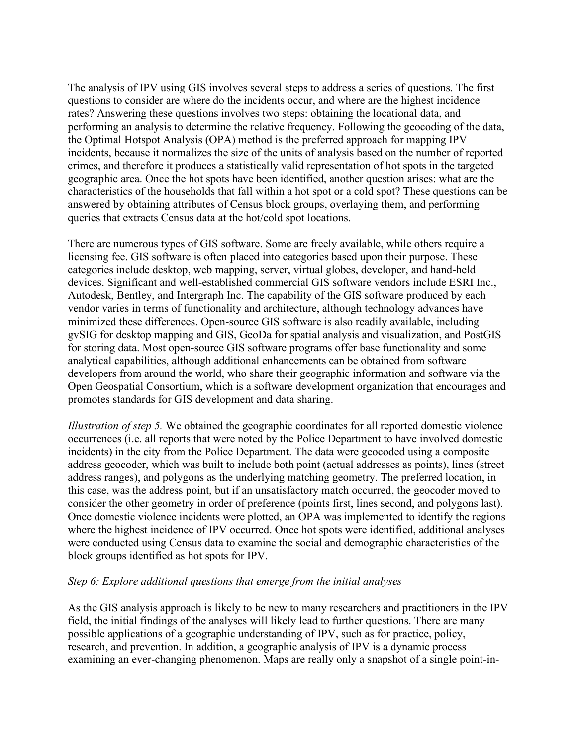The analysis of IPV using GIS involves several steps to address a series of questions. The first questions to consider are where do the incidents occur, and where are the highest incidence rates? Answering these questions involves two steps: obtaining the locational data, and performing an analysis to determine the relative frequency. Following the geocoding of the data, the Optimal Hotspot Analysis (OPA) method is the preferred approach for mapping IPV incidents, because it normalizes the size of the units of analysis based on the number of reported crimes, and therefore it produces a statistically valid representation of hot spots in the targeted geographic area. Once the hot spots have been identified, another question arises: what are the characteristics of the households that fall within a hot spot or a cold spot? These questions can be answered by obtaining attributes of Census block groups, overlaying them, and performing queries that extracts Census data at the hot/cold spot locations.

There are numerous types of GIS software. Some are freely available, while others require a licensing fee. GIS software is often placed into categories based upon their purpose. These categories include desktop, web mapping, server, virtual globes, developer, and hand-held devices. Significant and well-established commercial GIS software vendors include ESRI Inc., Autodesk, Bentley, and Intergraph Inc. The capability of the GIS software produced by each vendor varies in terms of functionality and architecture, although technology advances have minimized these differences. Open-source GIS software is also readily available, including gvSIG for desktop mapping and GIS, GeoDa for spatial analysis and visualization, and PostGIS for storing data. Most open-source GIS software programs offer base functionality and some analytical capabilities, although additional enhancements can be obtained from software developers from around the world, who share their geographic information and software via the Open Geospatial Consortium, which is a software development organization that encourages and promotes standards for GIS development and data sharing.

*Illustration of step 5.* We obtained the geographic coordinates for all reported domestic violence occurrences (i.e. all reports that were noted by the Police Department to have involved domestic incidents) in the city from the Police Department. The data were geocoded using a composite address geocoder, which was built to include both point (actual addresses as points), lines (street address ranges), and polygons as the underlying matching geometry. The preferred location, in this case, was the address point, but if an unsatisfactory match occurred, the geocoder moved to consider the other geometry in order of preference (points first, lines second, and polygons last). Once domestic violence incidents were plotted, an OPA was implemented to identify the regions where the highest incidence of IPV occurred. Once hot spots were identified, additional analyses were conducted using Census data to examine the social and demographic characteristics of the block groups identified as hot spots for IPV.

*Step 6: Explore additional questions that emerge from the initial analyses*

As the GIS analysis approach is likely to be new to many researchers and practitioners in the IPV field, the initial findings of the analyses will likely lead to further questions. There are many possible applications of a geographic understanding of IPV, such as for practice, policy, research, and prevention. In addition, a geographic analysis of IPV is a dynamic process examining an ever-changing phenomenon. Maps are really only a snapshot of a single point-in-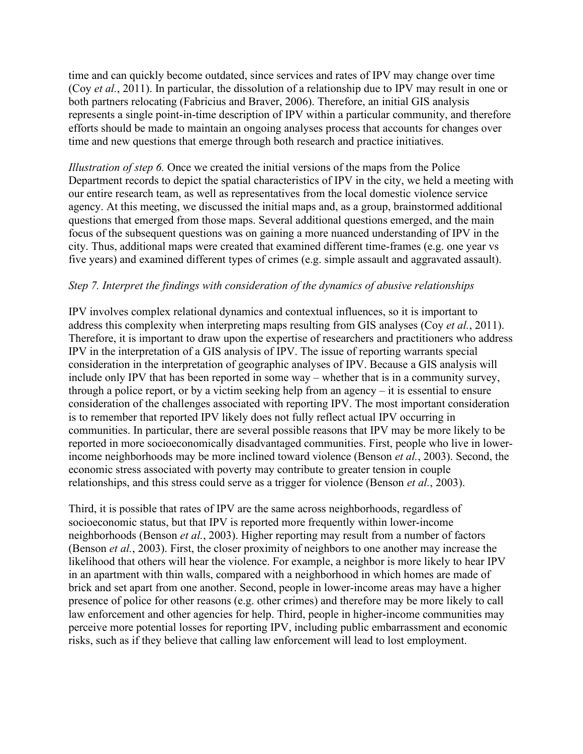time and can quickly become outdated, since services and rates of IPV may change over time (Coy *et al.*, 2011). In particular, the dissolution of a relationship due to IPV may result in one or both partners relocating (Fabricius and Braver, 2006). Therefore, an initial GIS analysis represents a single point-in-time description of IPV within a particular community, and therefore efforts should be made to maintain an ongoing analyses process that accounts for changes over time and new questions that emerge through both research and practice initiatives.

*Illustration of step 6.* Once we created the initial versions of the maps from the Police Department records to depict the spatial characteristics of IPV in the city, we held a meeting with our entire research team, as well as representatives from the local domestic violence service agency. At this meeting, we discussed the initial maps and, as a group, brainstormed additional questions that emerged from those maps. Several additional questions emerged, and the main focus of the subsequent questions was on gaining a more nuanced understanding of IPV in the city. Thus, additional maps were created that examined different time-frames (e.g. one year vs five years) and examined different types of crimes (e.g. simple assault and aggravated assault).

*Step 7. Interpret the findings with consideration of the dynamics of abusive relationships*

IPV involves complex relational dynamics and contextual influences, so it is important to address this complexity when interpreting maps resulting from GIS analyses (Coy *et al.*, 2011). Therefore, it is important to draw upon the expertise of researchers and practitioners who address IPV in the interpretation of a GIS analysis of IPV. The issue of reporting warrants special consideration in the interpretation of geographic analyses of IPV. Because a GIS analysis will include only IPV that has been reported in some way – whether that is in a community survey, through a police report, or by a victim seeking help from an agency – it is essential to ensure consideration of the challenges associated with reporting IPV. The most important consideration is to remember that reported IPV likely does not fully reflect actual IPV occurring in communities. In particular, there are several possible reasons that IPV may be more likely to be reported in more socioeconomically disadvantaged communities. First, people who live in lower-income neighborhoods may be more inclined toward violence (Benson *et al.*, 2003). Second, the economic stress associated with poverty may contribute to greater tension in couple relationships, and this stress could serve as a trigger for violence (Benson *et al.*, 2003).

Third, it is possible that rates of IPV are the same across neighborhoods, regardless of socioeconomic status, but that IPV is reported more frequently within lower-income neighborhoods (Benson *et al.*, 2003). Higher reporting may result from a number of factors (Benson *et al.*, 2003). First, the closer proximity of neighbors to one another may increase the likelihood that others will hear the violence. For example, a neighbor is more likely to hear IPV in an apartment with thin walls, compared with a neighborhood in which homes are made of brick and set apart from one another. Second, people in lower-income areas may have a higher presence of police for other reasons (e.g. other crimes) and therefore may be more likely to call law enforcement and other agencies for help. Third, people in higher-income communities may perceive more potential losses for reporting IPV, including public embarrassment and economic risks, such as if they believe that calling law enforcement will lead to lost employment.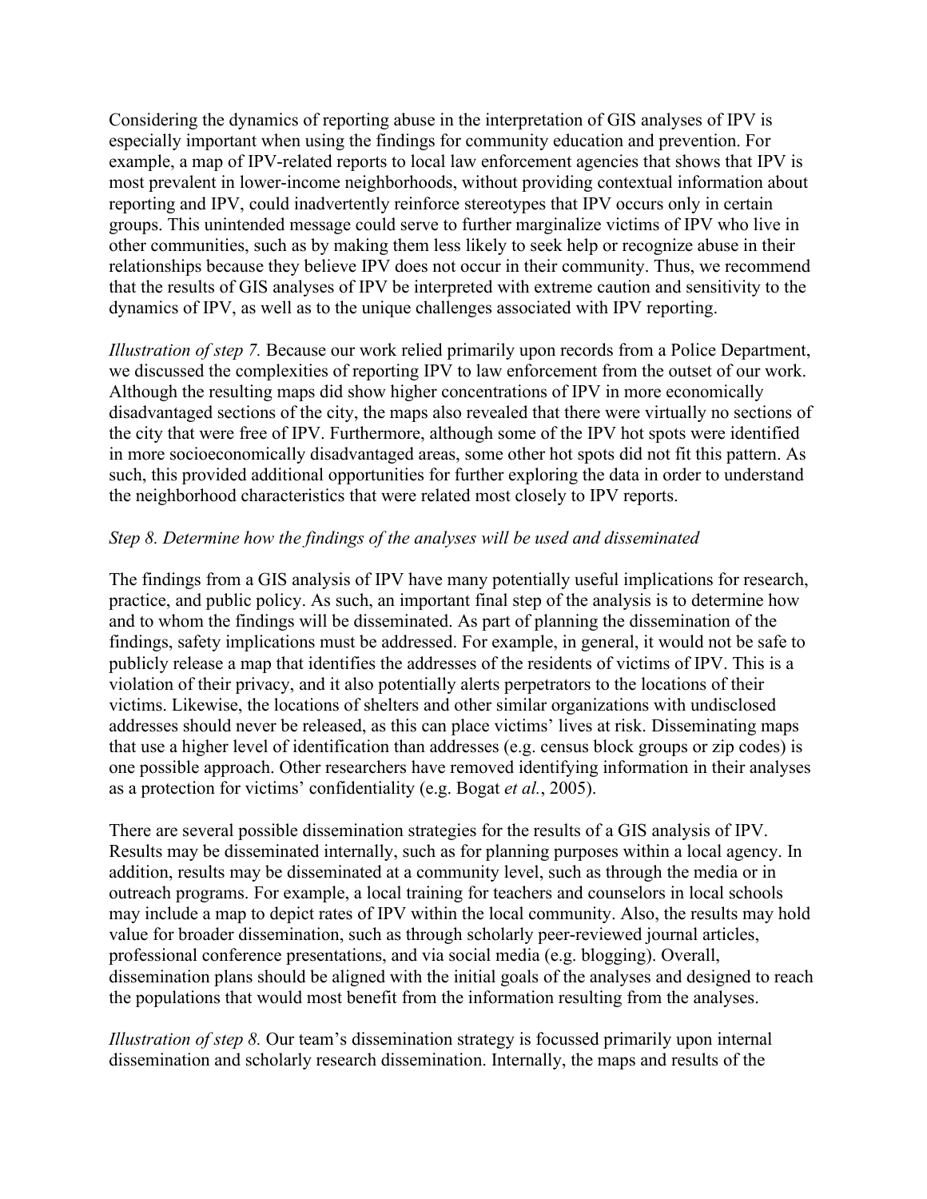Considering the dynamics of reporting abuse in the interpretation of GIS analyses of IPV is especially important when using the findings for community education and prevention. For example, a map of IPV-related reports to local law enforcement agencies that shows that IPV is most prevalent in lower-income neighborhoods, without providing contextual information about reporting and IPV, could inadvertently reinforce stereotypes that IPV occurs only in certain groups. This unintended message could serve to further marginalize victims of IPV who live in other communities, such as by making them less likely to seek help or recognize abuse in their relationships because they believe IPV does not occur in their community. Thus, we recommend that the results of GIS analyses of IPV be interpreted with extreme caution and sensitivity to the dynamics of IPV, as well as to the unique challenges associated with IPV reporting.

*Illustration of step 7.* Because our work relied primarily upon records from a Police Department, we discussed the complexities of reporting IPV to law enforcement from the outset of our work. Although the resulting maps did show higher concentrations of IPV in more economically disadvantaged sections of the city, the maps also revealed that there were virtually no sections of the city that were free of IPV. Furthermore, although some of the IPV hot spots were identified in more socioeconomically disadvantaged areas, some other hot spots did not fit this pattern. As such, this provided additional opportunities for further exploring the data in order to understand the neighborhood characteristics that were related most closely to IPV reports.

*Step 8. Determine how the findings of the analyses will be used and disseminated*

The findings from a GIS analysis of IPV have many potentially useful implications for research, practice, and public policy. As such, an important final step of the analysis is to determine how and to whom the findings will be disseminated. As part of planning the dissemination of the findings, safety implications must be addressed. For example, in general, it would not be safe to publicly release a map that identifies the addresses of the residents of victims of IPV. This is a violation of their privacy, and it also potentially alerts perpetrators to the locations of their victims. Likewise, the locations of shelters and other similar organizations with undisclosed addresses should never be released, as this can place victims' lives at risk. Disseminating maps that use a higher level of identification than addresses (e.g. census block groups or zip codes) is one possible approach. Other researchers have removed identifying information in their analyses as a protection for victims' confidentiality (e.g. Bogat *et al.*, 2005).

There are several possible dissemination strategies for the results of a GIS analysis of IPV. Results may be disseminated internally, such as for planning purposes within a local agency. In addition, results may be disseminated at a community level, such as through the media or in outreach programs. For example, a local training for teachers and counselors in local schools may include a map to depict rates of IPV within the local community. Also, the results may hold value for broader dissemination, such as through scholarly peer-reviewed journal articles, professional conference presentations, and via social media (e.g. blogging). Overall, dissemination plans should be aligned with the initial goals of the analyses and designed to reach the populations that would most benefit from the information resulting from the analyses.

*Illustration of step 8.* Our team's dissemination strategy is focussed primarily upon internal dissemination and scholarly research dissemination. Internally, the maps and results of the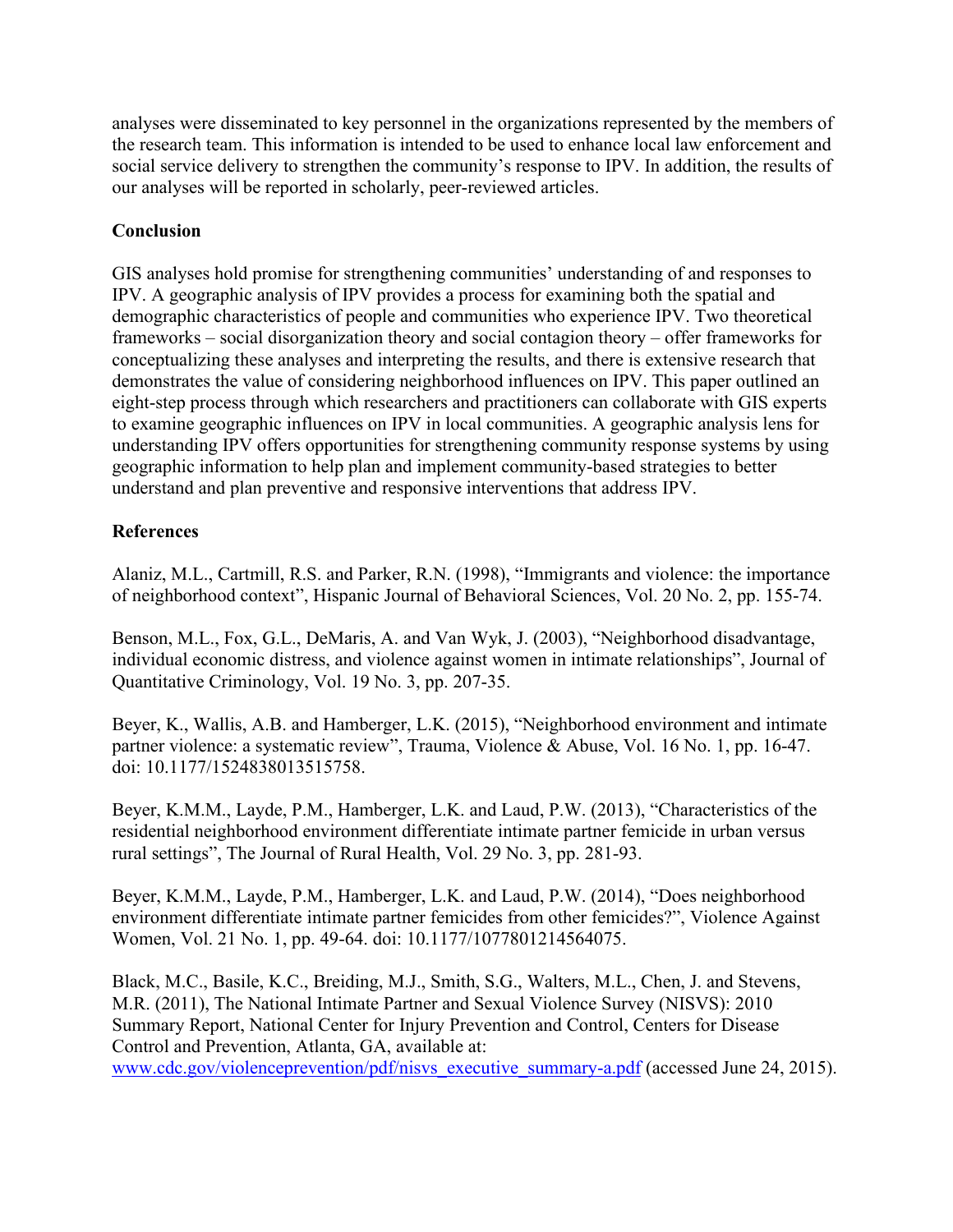analyses were disseminated to key personnel in the organizations represented by the members of the research team. This information is intended to be used to enhance local law enforcement and social service delivery to strengthen the community's response to IPV. In addition, the results of our analyses will be reported in scholarly, peer-reviewed articles.

## Conclusion

GIS analyses hold promise for strengthening communities' understanding of and responses to IPV. A geographic analysis of IPV provides a process for examining both the spatial and demographic characteristics of people and communities who experience IPV. Two theoretical frameworks – social disorganization theory and social contagion theory – offer frameworks for conceptualizing these analyses and interpreting the results, and there is extensive research that demonstrates the value of considering neighborhood influences on IPV. This paper outlined an eight-step process through which researchers and practitioners can collaborate with GIS experts to examine geographic influences on IPV in local communities. A geographic analysis lens for understanding IPV offers opportunities for strengthening community response systems by using geographic information to help plan and implement community-based strategies to better understand and plan preventive and responsive interventions that address IPV.

## References

Alaniz, M.L., Cartmill, R.S. and Parker, R.N. (1998), "Immigrants and violence: the importance of neighborhood context", Hispanic Journal of Behavioral Sciences, Vol. 20 No. 2, pp. 155-74.

Benson, M.L., Fox, G.L., DeMaris, A. and Van Wyk, J. (2003), "Neighborhood disadvantage, individual economic distress, and violence against women in intimate relationships", Journal of Quantitative Criminology, Vol. 19 No. 3, pp. 207-35.

Beyer, K., Wallis, A.B. and Hamberger, L.K. (2015), "Neighborhood environment and intimate partner violence: a systematic review", Trauma, Violence & Abuse, Vol. 16 No. 1, pp. 16-47. doi: 10.1177/1524838013515758.

Beyer, K.M.M., Layde, P.M., Hamberger, L.K. and Laud, P.W. (2013), "Characteristics of the residential neighborhood environment differentiate intimate partner femicide in urban versus rural settings", The Journal of Rural Health, Vol. 29 No. 3, pp. 281-93.

Beyer, K.M.M., Layde, P.M., Hamberger, L.K. and Laud, P.W. (2014), "Does neighborhood environment differentiate intimate partner femicides from other femicides?", Violence Against Women, Vol. 21 No. 1, pp. 49-64. doi: 10.1177/1077801214564075.

Black, M.C., Basile, K.C., Breiding, M.J., Smith, S.G., Walters, M.L., Chen, J. and Stevens, M.R. (2011), The National Intimate Partner and Sexual Violence Survey (NISVS): 2010 Summary Report, National Center for Injury Prevention and Control, Centers for Disease Control and Prevention, Atlanta, GA, available at: www.cdc.gov/violenceprevention/pdf/nisvs_executive_summary-a.pdf (accessed June 24, 2015).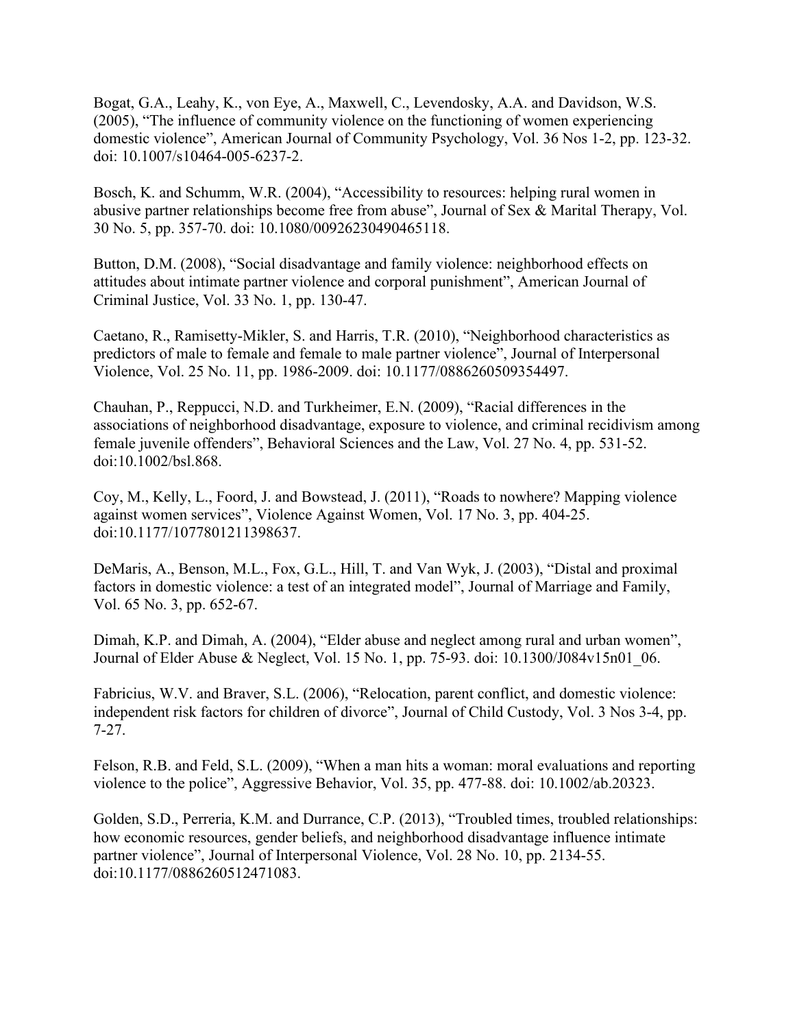Bogat, G.A., Leahy, K., von Eye, A., Maxwell, C., Levendosky, A.A. and Davidson, W.S. (2005), “The influence of community violence on the functioning of women experiencing domestic violence”, American Journal of Community Psychology, Vol. 36 Nos 1-2, pp. 123-32. doi: 10.1007/s10464-005-6237-2.

Bosch, K. and Schumm, W.R. (2004), “Accessibility to resources: helping rural women in abusive partner relationships become free from abuse”, Journal of Sex & Marital Therapy, Vol. 30 No. 5, pp. 357-70. doi: 10.1080/00926230490465118.

Button, D.M. (2008), “Social disadvantage and family violence: neighborhood effects on attitudes about intimate partner violence and corporal punishment”, American Journal of Criminal Justice, Vol. 33 No. 1, pp. 130-47.

Caetano, R., Ramisetty-Mikler, S. and Harris, T.R. (2010), “Neighborhood characteristics as predictors of male to female and female to male partner violence”, Journal of Interpersonal Violence, Vol. 25 No. 11, pp. 1986-2009. doi: 10.1177/0886260509354497.

Chauhan, P., Reppucci, N.D. and Turkheimer, E.N. (2009), “Racial differences in the associations of neighborhood disadvantage, exposure to violence, and criminal recidivism among female juvenile offenders”, Behavioral Sciences and the Law, Vol. 27 No. 4, pp. 531-52. doi:10.1002/bsl.868.

Coy, M., Kelly, L., Foord, J. and Bowstead, J. (2011), “Roads to nowhere? Mapping violence against women services”, Violence Against Women, Vol. 17 No. 3, pp. 404-25. doi:10.1177/1077801211398637.

DeMaris, A., Benson, M.L., Fox, G.L., Hill, T. and Van Wyk, J. (2003), “Distal and proximal factors in domestic violence: a test of an integrated model”, Journal of Marriage and Family, Vol. 65 No. 3, pp. 652-67.

Dimah, K.P. and Dimah, A. (2004), “Elder abuse and neglect among rural and urban women”, Journal of Elder Abuse & Neglect, Vol. 15 No. 1, pp. 75-93. doi: 10.1300/J084v15n01_06.

Fabricius, W.V. and Braver, S.L. (2006), “Relocation, parent conflict, and domestic violence: independent risk factors for children of divorce”, Journal of Child Custody, Vol. 3 Nos 3-4, pp. 7-27.

Felson, R.B. and Feld, S.L. (2009), “When a man hits a woman: moral evaluations and reporting violence to the police”, Aggressive Behavior, Vol. 35, pp. 477-88. doi: 10.1002/ab.20323.

Golden, S.D., Perreria, K.M. and Durrance, C.P. (2013), “Troubled times, troubled relationships: how economic resources, gender beliefs, and neighborhood disadvantage influence intimate partner violence”, Journal of Interpersonal Violence, Vol. 28 No. 10, pp. 2134-55. doi:10.1177/0886260512471083.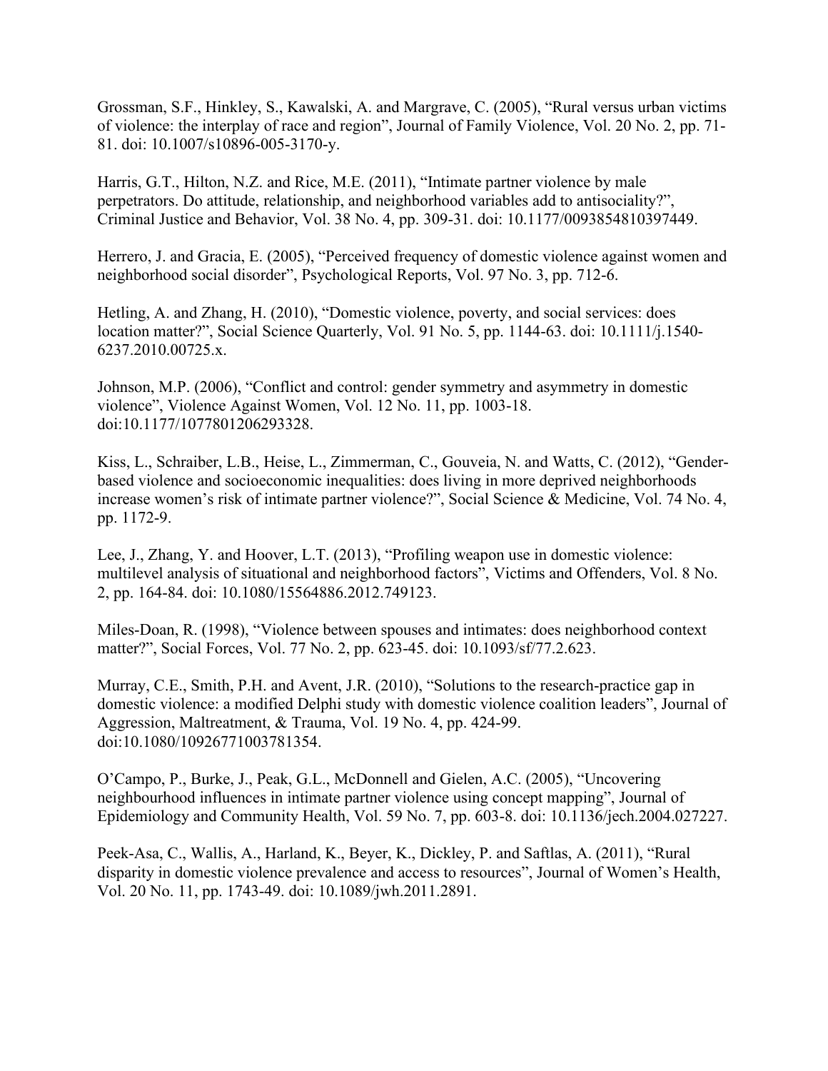Grossman, S.F., Hinkley, S., Kawalski, A. and Margrave, C. (2005), “Rural versus urban victims of violence: the interplay of race and region”, Journal of Family Violence, Vol. 20 No. 2, pp. 71-81. doi: 10.1007/s10896-005-3170-y.

Harris, G.T., Hilton, N.Z. and Rice, M.E. (2011), “Intimate partner violence by male perpetrators. Do attitude, relationship, and neighborhood variables add to antisociality?”, Criminal Justice and Behavior, Vol. 38 No. 4, pp. 309-31. doi: 10.1177/0093854810397449.

Herrero, J. and Gracia, E. (2005), “Perceived frequency of domestic violence against women and neighborhood social disorder”, Psychological Reports, Vol. 97 No. 3, pp. 712-6.

Hetling, A. and Zhang, H. (2010), “Domestic violence, poverty, and social services: does location matter?”, Social Science Quarterly, Vol. 91 No. 5, pp. 1144-63. doi: 10.1111/j.1540-6237.2010.00725.x.

Johnson, M.P. (2006), “Conflict and control: gender symmetry and asymmetry in domestic violence”, Violence Against Women, Vol. 12 No. 11, pp. 1003-18. doi:10.1177/1077801206293328.

Kiss, L., Schraiber, L.B., Heise, L., Zimmerman, C., Gouveia, N. and Watts, C. (2012), “Gender-based violence and socioeconomic inequalities: does living in more deprived neighborhoods increase women’s risk of intimate partner violence?”, Social Science & Medicine, Vol. 74 No. 4, pp. 1172-9.

Lee, J., Zhang, Y. and Hoover, L.T. (2013), “Profiling weapon use in domestic violence: multilevel analysis of situational and neighborhood factors”, Victims and Offenders, Vol. 8 No. 2, pp. 164-84. doi: 10.1080/15564886.2012.749123.

Miles-Doan, R. (1998), “Violence between spouses and intimates: does neighborhood context matter?”, Social Forces, Vol. 77 No. 2, pp. 623-45. doi: 10.1093/sf/77.2.623.

Murray, C.E., Smith, P.H. and Avent, J.R. (2010), “Solutions to the research-practice gap in domestic violence: a modified Delphi study with domestic violence coalition leaders”, Journal of Aggression, Maltreatment, & Trauma, Vol. 19 No. 4, pp. 424-99. doi:10.1080/10926771003781354.

O’Campo, P., Burke, J., Peak, G.L., McDonnell and Gielen, A.C. (2005), “Uncovering neighbourhood influences in intimate partner violence using concept mapping”, Journal of Epidemiology and Community Health, Vol. 59 No. 7, pp. 603-8. doi: 10.1136/jech.2004.027227.

Peek-Asa, C., Wallis, A., Harland, K., Beyer, K., Dickley, P. and Saftlas, A. (2011), “Rural disparity in domestic violence prevalence and access to resources”, Journal of Women’s Health, Vol. 20 No. 11, pp. 1743-49. doi: 10.1089/jwh.2011.2891.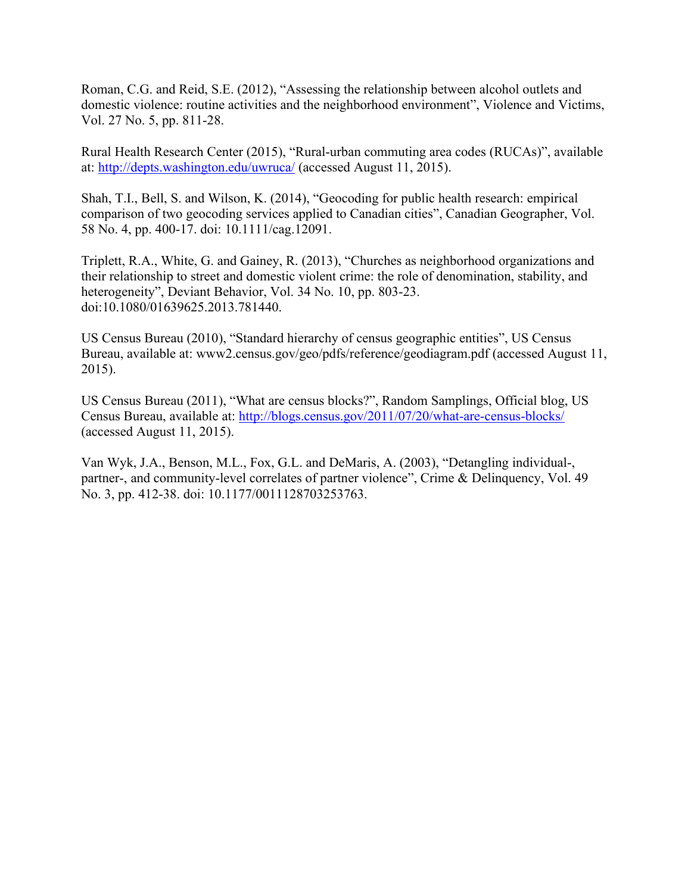Roman, C.G. and Reid, S.E. (2012), “Assessing the relationship between alcohol outlets and domestic violence: routine activities and the neighborhood environment”, Violence and Victims, Vol. 27 No. 5, pp. 811-28.

Rural Health Research Center (2015), “Rural-urban commuting area codes (RUCAs)”, available at: http://depts.washington.edu/uwruca/ (accessed August 11, 2015).

Shah, T.I., Bell, S. and Wilson, K. (2014), “Geocoding for public health research: empirical comparison of two geocoding services applied to Canadian cities”, Canadian Geographer, Vol. 58 No. 4, pp. 400-17. doi: 10.1111/cag.12091.

Triplett, R.A., White, G. and Gainey, R. (2013), “Churches as neighborhood organizations and their relationship to street and domestic violent crime: the role of denomination, stability, and heterogeneity”, Deviant Behavior, Vol. 34 No. 10, pp. 803-23. doi:10.1080/01639625.2013.781440.

US Census Bureau (2010), “Standard hierarchy of census geographic entities”, US Census Bureau, available at: www2.census.gov/geo/pdfs/reference/geodiagram.pdf (accessed August 11, 2015).

US Census Bureau (2011), “What are census blocks?”, Random Samplings, Official blog, US Census Bureau, available at: http://blogs.census.gov/2011/07/20/what-are-census-blocks/ (accessed August 11, 2015).

Van Wyk, J.A., Benson, M.L., Fox, G.L. and DeMaris, A. (2003), “Detangling individual-, partner-, and community-level correlates of partner violence”, Crime & Delinquency, Vol. 49 No. 3, pp. 412-38. doi: 10.1177/0011128703253763.